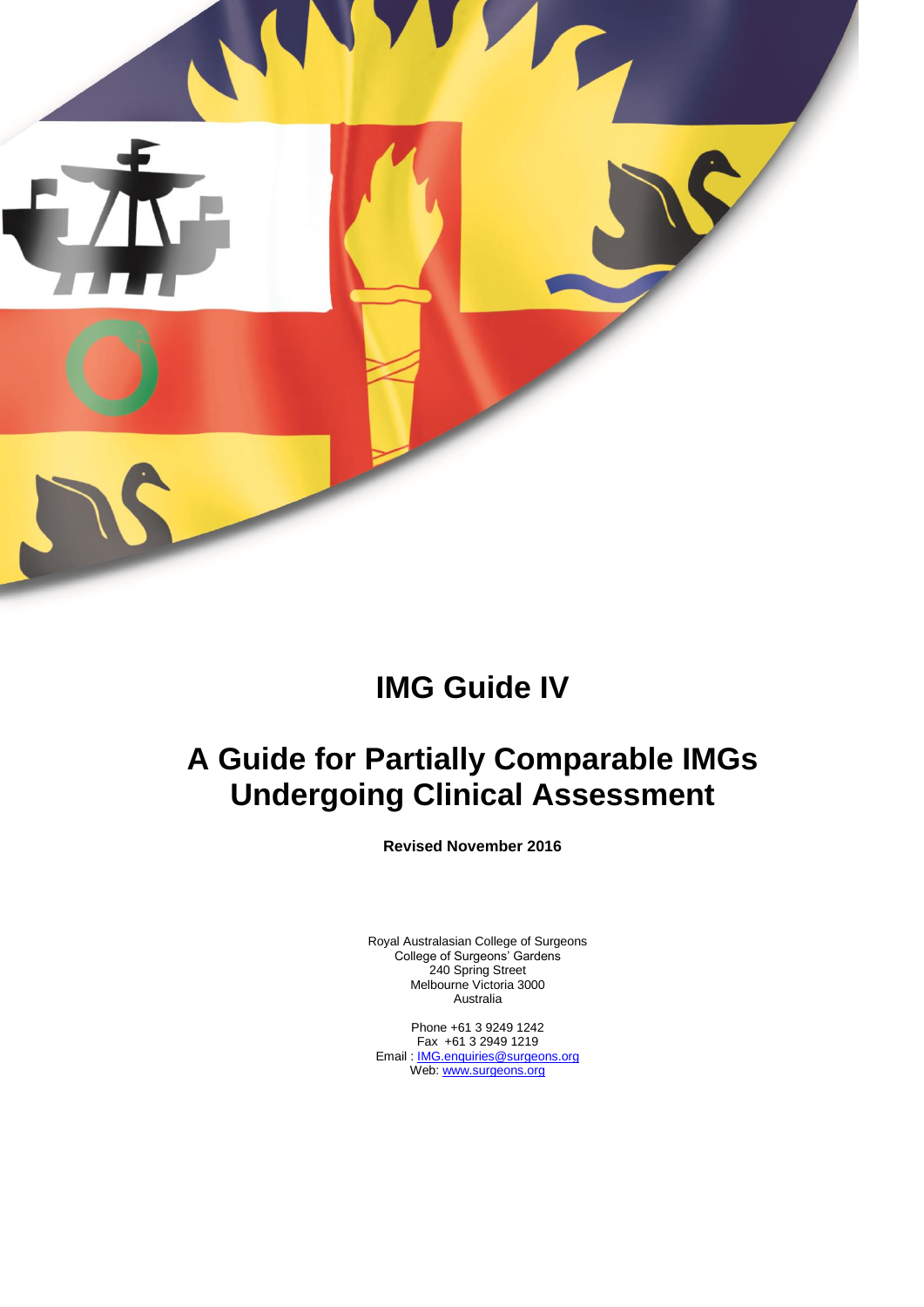# IMG Guide IV

# A Guide for Partially Comparable IMGs Undergoing Clinical Assessment

**Revised November 2016**

Royal Australasian College of Surgeons
College of Surgeons' Gardens
240 Spring Street
Melbourne Victoria 3000
Australia

Phone +61 3 9249 1242
Fax +61 3 2949 1219
Email : IMG.enquiries@surgeons.org
Web: www.surgeons.org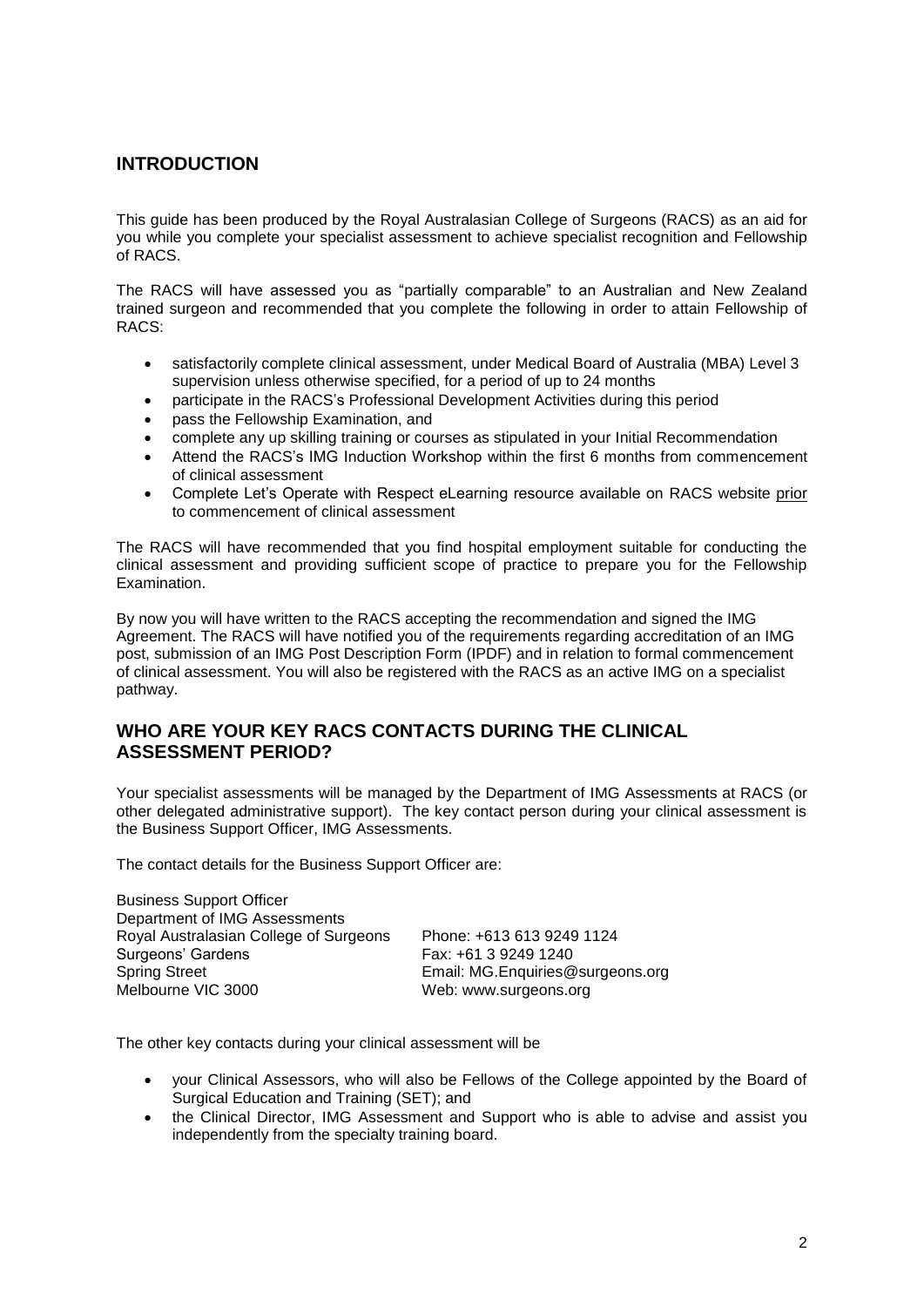## INTRODUCTION

This guide has been produced by the Royal Australasian College of Surgeons (RACS) as an aid for you while you complete your specialist assessment to achieve specialist recognition and Fellowship of RACS.

The RACS will have assessed you as "partially comparable" to an Australian and New Zealand trained surgeon and recommended that you complete the following in order to attain Fellowship of RACS:

- satisfactorily complete clinical assessment, under Medical Board of Australia (MBA) Level 3 supervision unless otherwise specified, for a period of up to 24 months
- participate in the RACS's Professional Development Activities during this period
- pass the Fellowship Examination, and
- complete any up skilling training or courses as stipulated in your Initial Recommendation
- Attend the RACS's IMG Induction Workshop within the first 6 months from commencement of clinical assessment
- Complete Let's Operate with Respect eLearning resource available on RACS website prior to commencement of clinical assessment

The RACS will have recommended that you find hospital employment suitable for conducting the clinical assessment and providing sufficient scope of practice to prepare you for the Fellowship Examination.

By now you will have written to the RACS accepting the recommendation and signed the IMG Agreement. The RACS will have notified you of the requirements regarding accreditation of an IMG post, submission of an IMG Post Description Form (IPDF) and in relation to formal commencement of clinical assessment. You will also be registered with the RACS as an active IMG on a specialist pathway.

## WHO ARE YOUR KEY RACS CONTACTS DURING THE CLINICAL ASSESSMENT PERIOD?

Your specialist assessments will be managed by the Department of IMG Assessments at RACS (or other delegated administrative support). The key contact person during your clinical assessment is the Business Support Officer, IMG Assessments.

The contact details for the Business Support Officer are:

Business Support Officer
Department of IMG Assessments
Royal Australasian College of Surgeons
Surgeons' Gardens
Spring Street
Melbourne VIC 3000

Phone: +613 613 9249 1124
Fax: +61 3 9249 1240
Email: MG.Enquiries@surgeons.org
Web: www.surgeons.org

The other key contacts during your clinical assessment will be

- your Clinical Assessors, who will also be Fellows of the College appointed by the Board of Surgical Education and Training (SET); and
- the Clinical Director, IMG Assessment and Support who is able to advise and assist you independently from the specialty training board.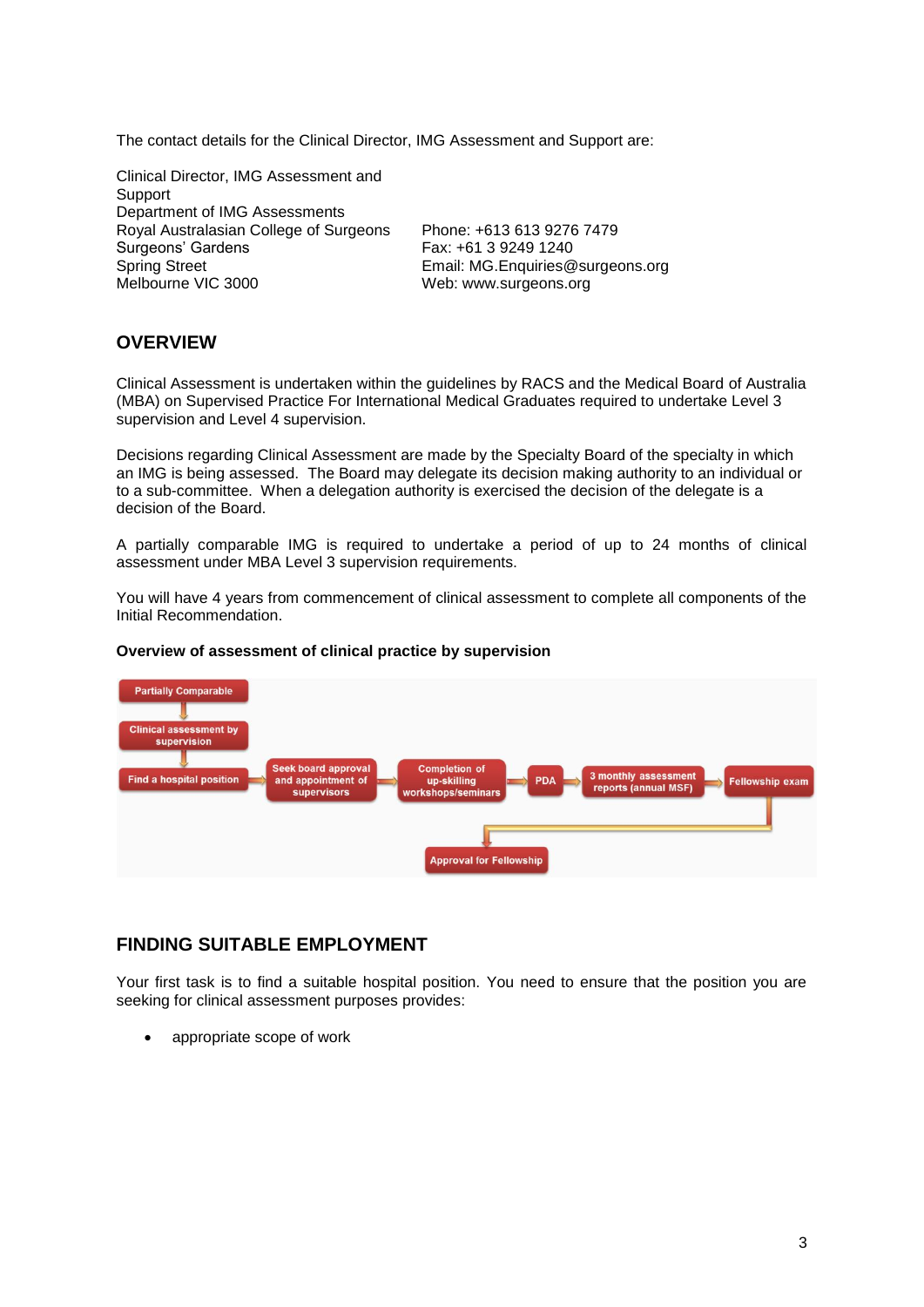The contact details for the Clinical Director, IMG Assessment and Support are:

Clinical Director, IMG Assessment and Support
Department of IMG Assessments
Royal Australasian College of Surgeons
Surgeons' Gardens
Spring Street
Melbourne VIC 3000

Phone: +613 613 9276 7479
Fax: +61 3 9249 1240
Email: MG.Enquiries@surgeons.org
Web: www.surgeons.org

## OVERVIEW

Clinical Assessment is undertaken within the guidelines by RACS and the Medical Board of Australia (MBA) on Supervised Practice For International Medical Graduates required to undertake Level 3 supervision and Level 4 supervision.

Decisions regarding Clinical Assessment are made by the Specialty Board of the specialty in which an IMG is being assessed. The Board may delegate its decision making authority to an individual or to a sub-committee. When a delegation authority is exercised the decision of the delegate is a decision of the Board.

A partially comparable IMG is required to undertake a period of up to 24 months of clinical assessment under MBA Level 3 supervision requirements.

You will have 4 years from commencement of clinical assessment to complete all components of the Initial Recommendation.

**Overview of assessment of clinical practice by supervision**

Partially Comparable → Clinical assessment by supervision → Find a hospital position → Seek board approval and appointment of supervisors → Completion of up-skilling workshops/seminars → PDA → 3 monthly assessment reports (annual MSF) → Fellowship exam → Approval for Fellowship

## FINDING SUITABLE EMPLOYMENT

Your first task is to find a suitable hospital position. You need to ensure that the position you are seeking for clinical assessment purposes provides:

- appropriate scope of work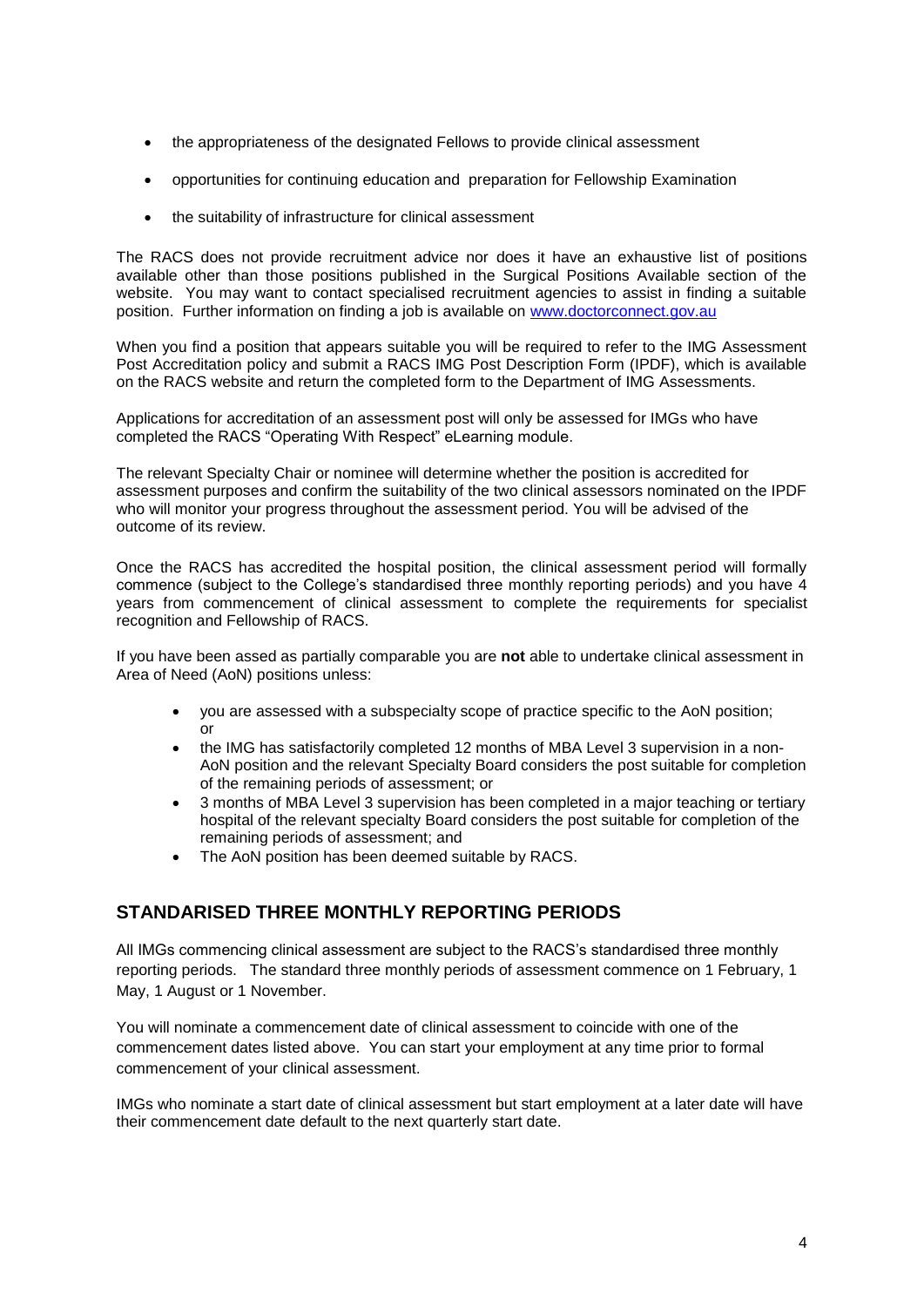- the appropriateness of the designated Fellows to provide clinical assessment
- opportunities for continuing education and preparation for Fellowship Examination
- the suitability of infrastructure for clinical assessment

The RACS does not provide recruitment advice nor does it have an exhaustive list of positions available other than those positions published in the Surgical Positions Available section of the website. You may want to contact specialised recruitment agencies to assist in finding a suitable position. Further information on finding a job is available on [www.doctorconnect.gov.au](www.doctorconnect.gov.au)

When you find a position that appears suitable you will be required to refer to the IMG Assessment Post Accreditation policy and submit a RACS IMG Post Description Form (IPDF), which is available on the RACS website and return the completed form to the Department of IMG Assessments.

Applications for accreditation of an assessment post will only be assessed for IMGs who have completed the RACS "Operating With Respect" eLearning module.

The relevant Specialty Chair or nominee will determine whether the position is accredited for assessment purposes and confirm the suitability of the two clinical assessors nominated on the IPDF who will monitor your progress throughout the assessment period. You will be advised of the outcome of its review.

Once the RACS has accredited the hospital position, the clinical assessment period will formally commence (subject to the College's standardised three monthly reporting periods) and you have 4 years from commencement of clinical assessment to complete the requirements for specialist recognition and Fellowship of RACS.

If you have been assed as partially comparable you are **not** able to undertake clinical assessment in Area of Need (AoN) positions unless:

- you are assessed with a subspecialty scope of practice specific to the AoN position; or
- the IMG has satisfactorily completed 12 months of MBA Level 3 supervision in a non-AoN position and the relevant Specialty Board considers the post suitable for completion of the remaining periods of assessment; or
- 3 months of MBA Level 3 supervision has been completed in a major teaching or tertiary hospital of the relevant specialty Board considers the post suitable for completion of the remaining periods of assessment; and
- The AoN position has been deemed suitable by RACS.

## STANDARISED THREE MONTHLY REPORTING PERIODS

All IMGs commencing clinical assessment are subject to the RACS's standardised three monthly reporting periods. The standard three monthly periods of assessment commence on 1 February, 1 May, 1 August or 1 November.

You will nominate a commencement date of clinical assessment to coincide with one of the commencement dates listed above. You can start your employment at any time prior to formal commencement of your clinical assessment.

IMGs who nominate a start date of clinical assessment but start employment at a later date will have their commencement date default to the next quarterly start date.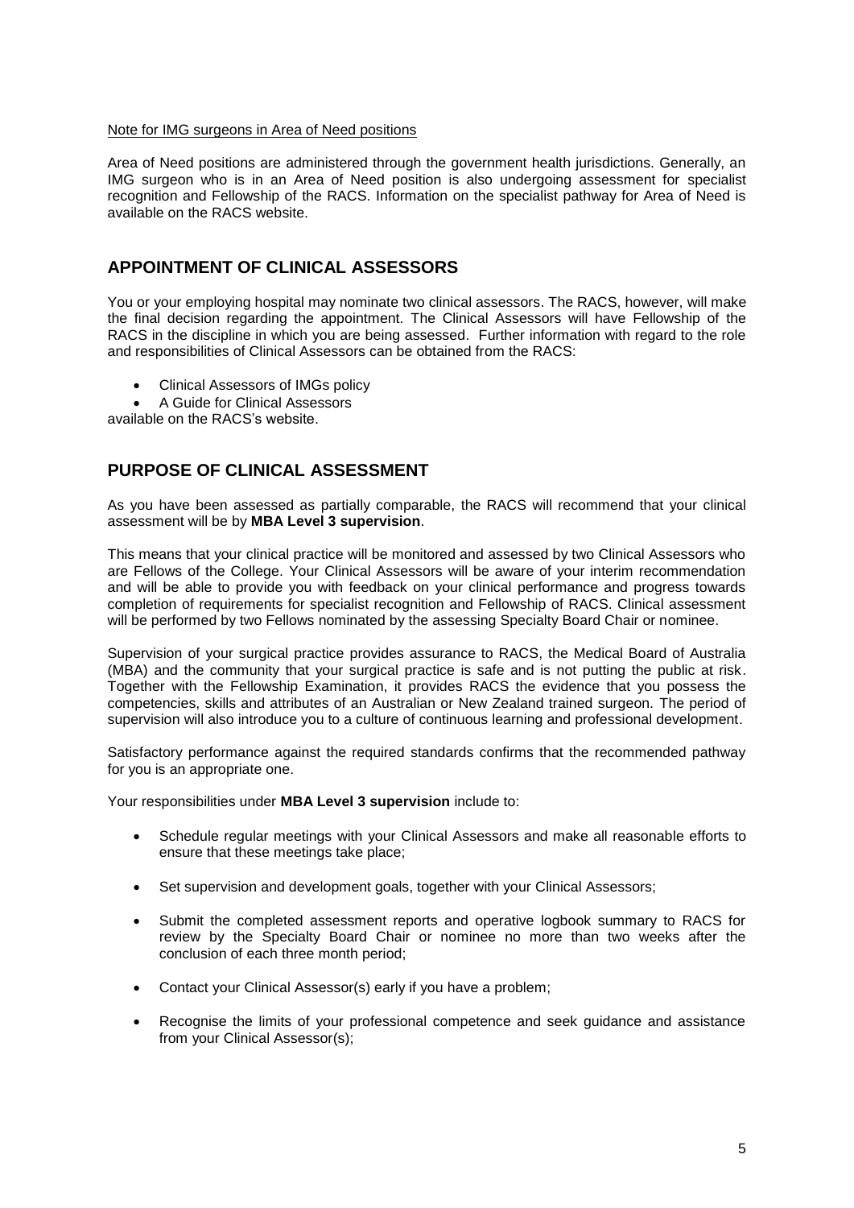Note for IMG surgeons in Area of Need positions

Area of Need positions are administered through the government health jurisdictions. Generally, an IMG surgeon who is in an Area of Need position is also undergoing assessment for specialist recognition and Fellowship of the RACS. Information on the specialist pathway for Area of Need is available on the RACS website.

## APPOINTMENT OF CLINICAL ASSESSORS

You or your employing hospital may nominate two clinical assessors. The RACS, however, will make the final decision regarding the appointment. The Clinical Assessors will have Fellowship of the RACS in the discipline in which you are being assessed. Further information with regard to the role and responsibilities of Clinical Assessors can be obtained from the RACS:

- Clinical Assessors of IMGs policy
- A Guide for Clinical Assessors

available on the RACS's website.

## PURPOSE OF CLINICAL ASSESSMENT

As you have been assessed as partially comparable, the RACS will recommend that your clinical assessment will be by **MBA Level 3 supervision**.

This means that your clinical practice will be monitored and assessed by two Clinical Assessors who are Fellows of the College. Your Clinical Assessors will be aware of your interim recommendation and will be able to provide you with feedback on your clinical performance and progress towards completion of requirements for specialist recognition and Fellowship of RACS. Clinical assessment will be performed by two Fellows nominated by the assessing Specialty Board Chair or nominee.

Supervision of your surgical practice provides assurance to RACS, the Medical Board of Australia (MBA) and the community that your surgical practice is safe and is not putting the public at risk. Together with the Fellowship Examination, it provides RACS the evidence that you possess the competencies, skills and attributes of an Australian or New Zealand trained surgeon. The period of supervision will also introduce you to a culture of continuous learning and professional development.

Satisfactory performance against the required standards confirms that the recommended pathway for you is an appropriate one.

Your responsibilities under **MBA Level 3 supervision** include to:

- Schedule regular meetings with your Clinical Assessors and make all reasonable efforts to ensure that these meetings take place;
- Set supervision and development goals, together with your Clinical Assessors;
- Submit the completed assessment reports and operative logbook summary to RACS for review by the Specialty Board Chair or nominee no more than two weeks after the conclusion of each three month period;
- Contact your Clinical Assessor(s) early if you have a problem;
- Recognise the limits of your professional competence and seek guidance and assistance from your Clinical Assessor(s);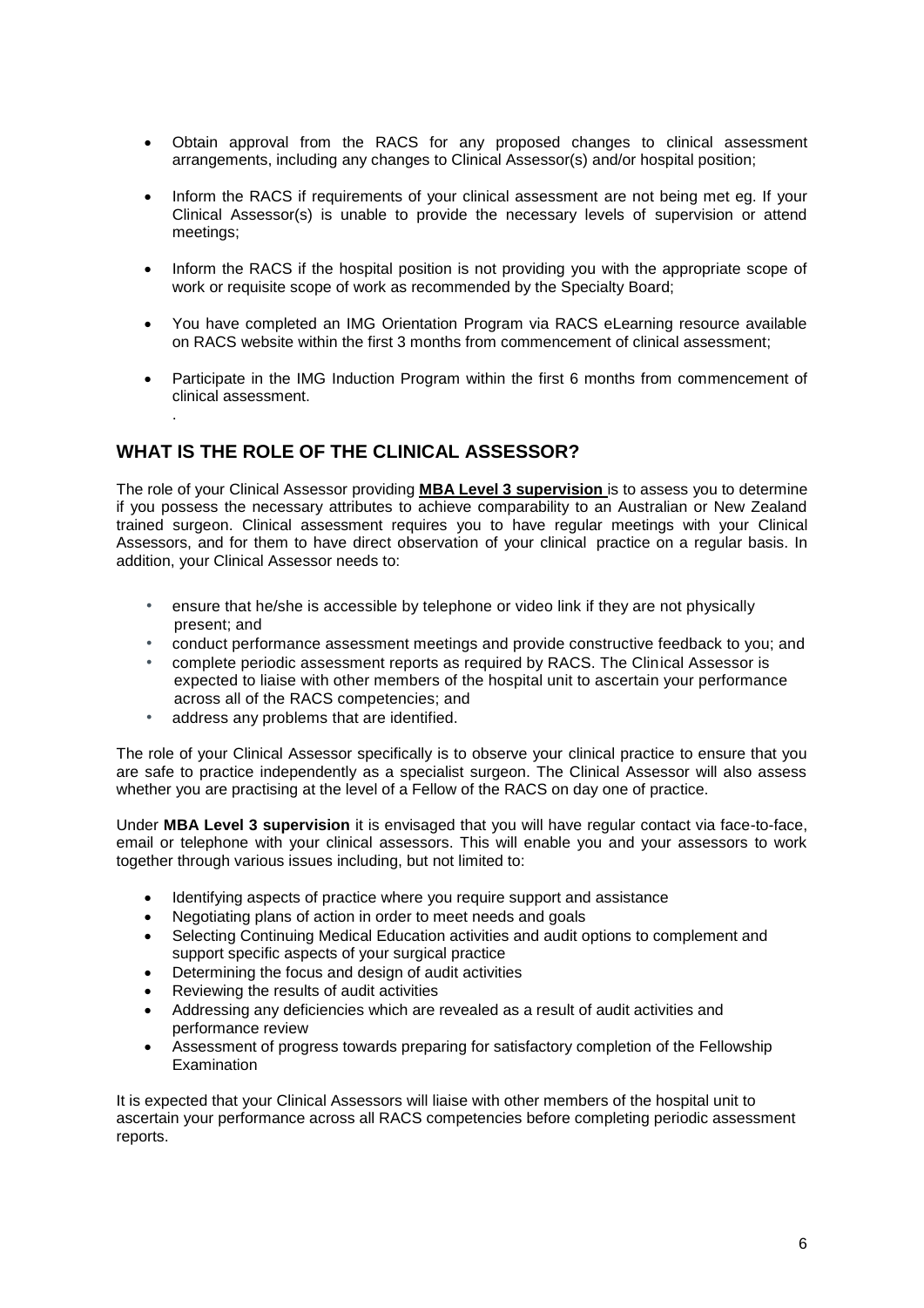- Obtain approval from the RACS for any proposed changes to clinical assessment arrangements, including any changes to Clinical Assessor(s) and/or hospital position;
- Inform the RACS if requirements of your clinical assessment are not being met eg. If your Clinical Assessor(s) is unable to provide the necessary levels of supervision or attend meetings;
- Inform the RACS if the hospital position is not providing you with the appropriate scope of work or requisite scope of work as recommended by the Specialty Board;
- You have completed an IMG Orientation Program via RACS eLearning resource available on RACS website within the first 3 months from commencement of clinical assessment;
- Participate in the IMG Induction Program within the first 6 months from commencement of clinical assessment.

.

## WHAT IS THE ROLE OF THE CLINICAL ASSESSOR?

The role of your Clinical Assessor providing **MBA Level 3 supervision** is to assess you to determine if you possess the necessary attributes to achieve comparability to an Australian or New Zealand trained surgeon. Clinical assessment requires you to have regular meetings with your Clinical Assessors, and for them to have direct observation of your clinical practice on a regular basis. In addition, your Clinical Assessor needs to:

- ensure that he/she is accessible by telephone or video link if they are not physically present; and
- conduct performance assessment meetings and provide constructive feedback to you; and
- complete periodic assessment reports as required by RACS. The Clinical Assessor is expected to liaise with other members of the hospital unit to ascertain your performance across all of the RACS competencies; and
- address any problems that are identified.

The role of your Clinical Assessor specifically is to observe your clinical practice to ensure that you are safe to practice independently as a specialist surgeon. The Clinical Assessor will also assess whether you are practising at the level of a Fellow of the RACS on day one of practice.

Under **MBA Level 3 supervision** it is envisaged that you will have regular contact via face-to-face, email or telephone with your clinical assessors. This will enable you and your assessors to work together through various issues including, but not limited to:

- Identifying aspects of practice where you require support and assistance
- Negotiating plans of action in order to meet needs and goals
- Selecting Continuing Medical Education activities and audit options to complement and support specific aspects of your surgical practice
- Determining the focus and design of audit activities
- Reviewing the results of audit activities
- Addressing any deficiencies which are revealed as a result of audit activities and performance review
- Assessment of progress towards preparing for satisfactory completion of the Fellowship Examination

It is expected that your Clinical Assessors will liaise with other members of the hospital unit to ascertain your performance across all RACS competencies before completing periodic assessment reports.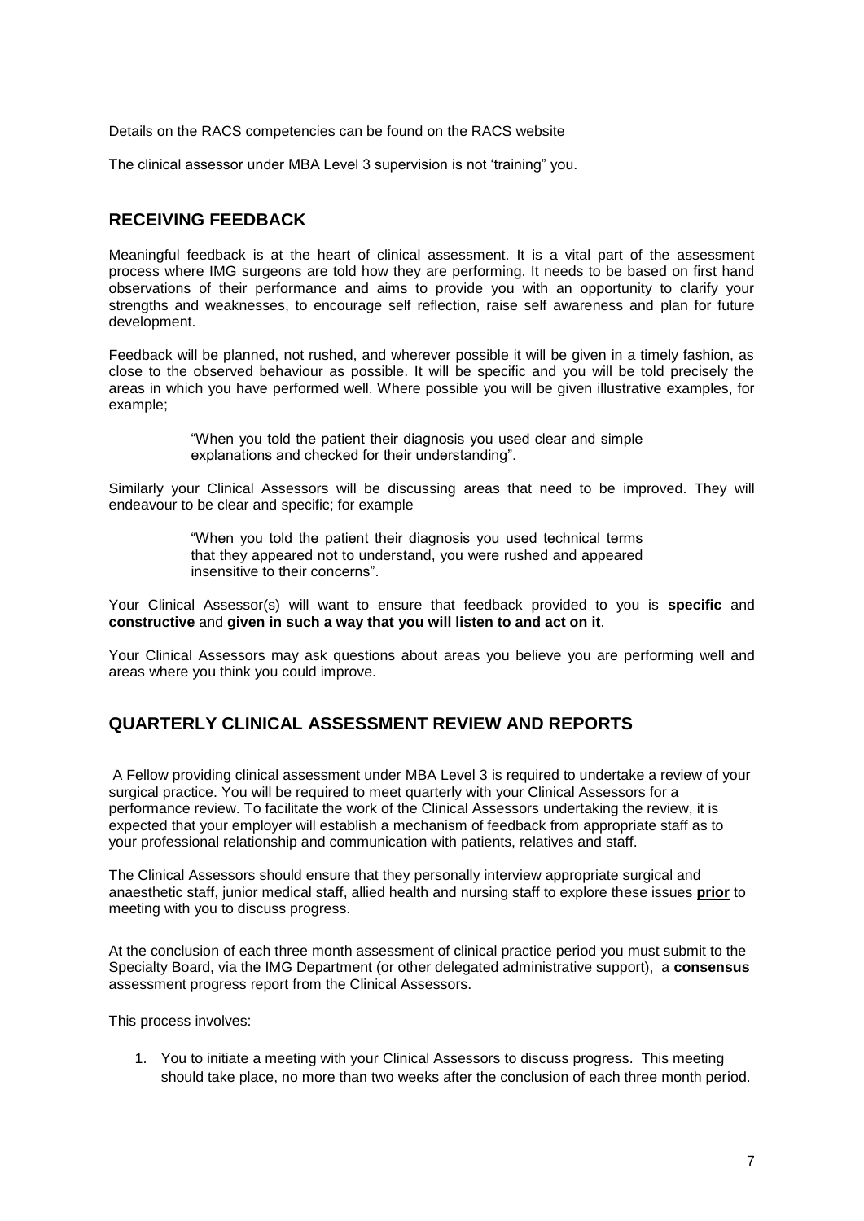Details on the RACS competencies can be found on the RACS website

The clinical assessor under MBA Level 3 supervision is not 'training" you.

## RECEIVING FEEDBACK

Meaningful feedback is at the heart of clinical assessment. It is a vital part of the assessment process where IMG surgeons are told how they are performing. It needs to be based on first hand observations of their performance and aims to provide you with an opportunity to clarify your strengths and weaknesses, to encourage self reflection, raise self awareness and plan for future development.

Feedback will be planned, not rushed, and wherever possible it will be given in a timely fashion, as close to the observed behaviour as possible. It will be specific and you will be told precisely the areas in which you have performed well. Where possible you will be given illustrative examples, for example;

> "When you told the patient their diagnosis you used clear and simple explanations and checked for their understanding".

Similarly your Clinical Assessors will be discussing areas that need to be improved. They will endeavour to be clear and specific; for example

> "When you told the patient their diagnosis you used technical terms that they appeared not to understand, you were rushed and appeared insensitive to their concerns".

Your Clinical Assessor(s) will want to ensure that feedback provided to you is **specific** and **constructive** and **given in such a way that you will listen to and act on it**.

Your Clinical Assessors may ask questions about areas you believe you are performing well and areas where you think you could improve.

## QUARTERLY CLINICAL ASSESSMENT REVIEW AND REPORTS

A Fellow providing clinical assessment under MBA Level 3 is required to undertake a review of your surgical practice. You will be required to meet quarterly with your Clinical Assessors for a performance review. To facilitate the work of the Clinical Assessors undertaking the review, it is expected that your employer will establish a mechanism of feedback from appropriate staff as to your professional relationship and communication with patients, relatives and staff.

The Clinical Assessors should ensure that they personally interview appropriate surgical and anaesthetic staff, junior medical staff, allied health and nursing staff to explore these issues **prior** to meeting with you to discuss progress.

At the conclusion of each three month assessment of clinical practice period you must submit to the Specialty Board, via the IMG Department (or other delegated administrative support), a **consensus** assessment progress report from the Clinical Assessors.

This process involves:

1. You to initiate a meeting with your Clinical Assessors to discuss progress. This meeting should take place, no more than two weeks after the conclusion of each three month period.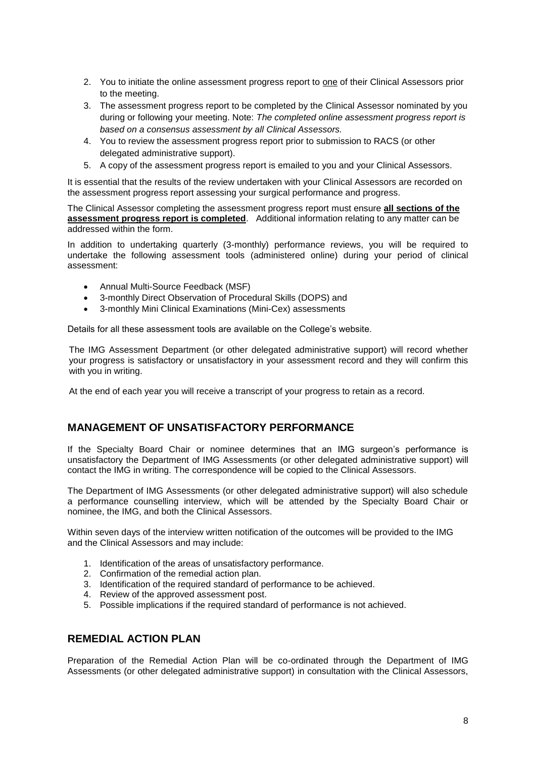2. You to initiate the online assessment progress report to one of their Clinical Assessors prior to the meeting.
3. The assessment progress report to be completed by the Clinical Assessor nominated by you during or following your meeting. Note: *The completed online assessment progress report is based on a consensus assessment by all Clinical Assessors.*
4. You to review the assessment progress report prior to submission to RACS (or other delegated administrative support).
5. A copy of the assessment progress report is emailed to you and your Clinical Assessors.

It is essential that the results of the review undertaken with your Clinical Assessors are recorded on the assessment progress report assessing your surgical performance and progress.

The Clinical Assessor completing the assessment progress report must ensure **all sections of the assessment progress report is completed**. Additional information relating to any matter can be addressed within the form.

In addition to undertaking quarterly (3-monthly) performance reviews, you will be required to undertake the following assessment tools (administered online) during your period of clinical assessment:

- Annual Multi-Source Feedback (MSF)
- 3-monthly Direct Observation of Procedural Skills (DOPS) and
- 3-monthly Mini Clinical Examinations (Mini-Cex) assessments

Details for all these assessment tools are available on the College's website.

The IMG Assessment Department (or other delegated administrative support) will record whether your progress is satisfactory or unsatisfactory in your assessment record and they will confirm this with you in writing.

At the end of each year you will receive a transcript of your progress to retain as a record.

## MANAGEMENT OF UNSATISFACTORY PERFORMANCE

If the Specialty Board Chair or nominee determines that an IMG surgeon's performance is unsatisfactory the Department of IMG Assessments (or other delegated administrative support) will contact the IMG in writing. The correspondence will be copied to the Clinical Assessors.

The Department of IMG Assessments (or other delegated administrative support) will also schedule a performance counselling interview, which will be attended by the Specialty Board Chair or nominee, the IMG, and both the Clinical Assessors.

Within seven days of the interview written notification of the outcomes will be provided to the IMG and the Clinical Assessors and may include:

1. Identification of the areas of unsatisfactory performance.
2. Confirmation of the remedial action plan.
3. Identification of the required standard of performance to be achieved.
4. Review of the approved assessment post.
5. Possible implications if the required standard of performance is not achieved.

## REMEDIAL ACTION PLAN

Preparation of the Remedial Action Plan will be co-ordinated through the Department of IMG Assessments (or other delegated administrative support) in consultation with the Clinical Assessors,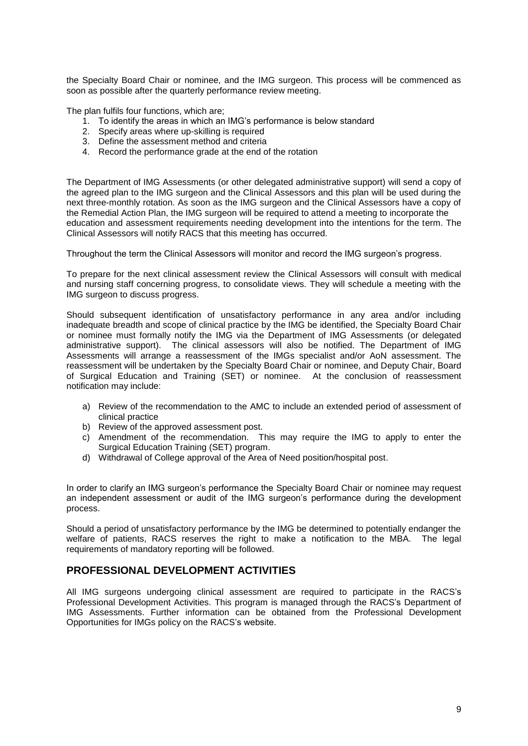the Specialty Board Chair or nominee, and the IMG surgeon. This process will be commenced as soon as possible after the quarterly performance review meeting.

The plan fulfils four functions, which are;

1. To identify the areas in which an IMG's performance is below standard
2. Specify areas where up-skilling is required
3. Define the assessment method and criteria
4. Record the performance grade at the end of the rotation

The Department of IMG Assessments (or other delegated administrative support) will send a copy of the agreed plan to the IMG surgeon and the Clinical Assessors and this plan will be used during the next three-monthly rotation. As soon as the IMG surgeon and the Clinical Assessors have a copy of the Remedial Action Plan, the IMG surgeon will be required to attend a meeting to incorporate the education and assessment requirements needing development into the intentions for the term. The Clinical Assessors will notify RACS that this meeting has occurred.

Throughout the term the Clinical Assessors will monitor and record the IMG surgeon's progress.

To prepare for the next clinical assessment review the Clinical Assessors will consult with medical and nursing staff concerning progress, to consolidate views. They will schedule a meeting with the IMG surgeon to discuss progress.

Should subsequent identification of unsatisfactory performance in any area and/or including inadequate breadth and scope of clinical practice by the IMG be identified, the Specialty Board Chair or nominee must formally notify the IMG via the Department of IMG Assessments (or delegated administrative support). The clinical assessors will also be notified. The Department of IMG Assessments will arrange a reassessment of the IMGs specialist and/or AoN assessment. The reassessment will be undertaken by the Specialty Board Chair or nominee, and Deputy Chair, Board of Surgical Education and Training (SET) or nominee. At the conclusion of reassessment notification may include:

a) Review of the recommendation to the AMC to include an extended period of assessment of clinical practice
b) Review of the approved assessment post.
c) Amendment of the recommendation. This may require the IMG to apply to enter the Surgical Education Training (SET) program.
d) Withdrawal of College approval of the Area of Need position/hospital post.

In order to clarify an IMG surgeon's performance the Specialty Board Chair or nominee may request an independent assessment or audit of the IMG surgeon's performance during the development process.

Should a period of unsatisfactory performance by the IMG be determined to potentially endanger the welfare of patients, RACS reserves the right to make a notification to the MBA. The legal requirements of mandatory reporting will be followed.

## PROFESSIONAL DEVELOPMENT ACTIVITIES

All IMG surgeons undergoing clinical assessment are required to participate in the RACS's Professional Development Activities. This program is managed through the RACS's Department of IMG Assessments. Further information can be obtained from the Professional Development Opportunities for IMGs policy on the RACS's website.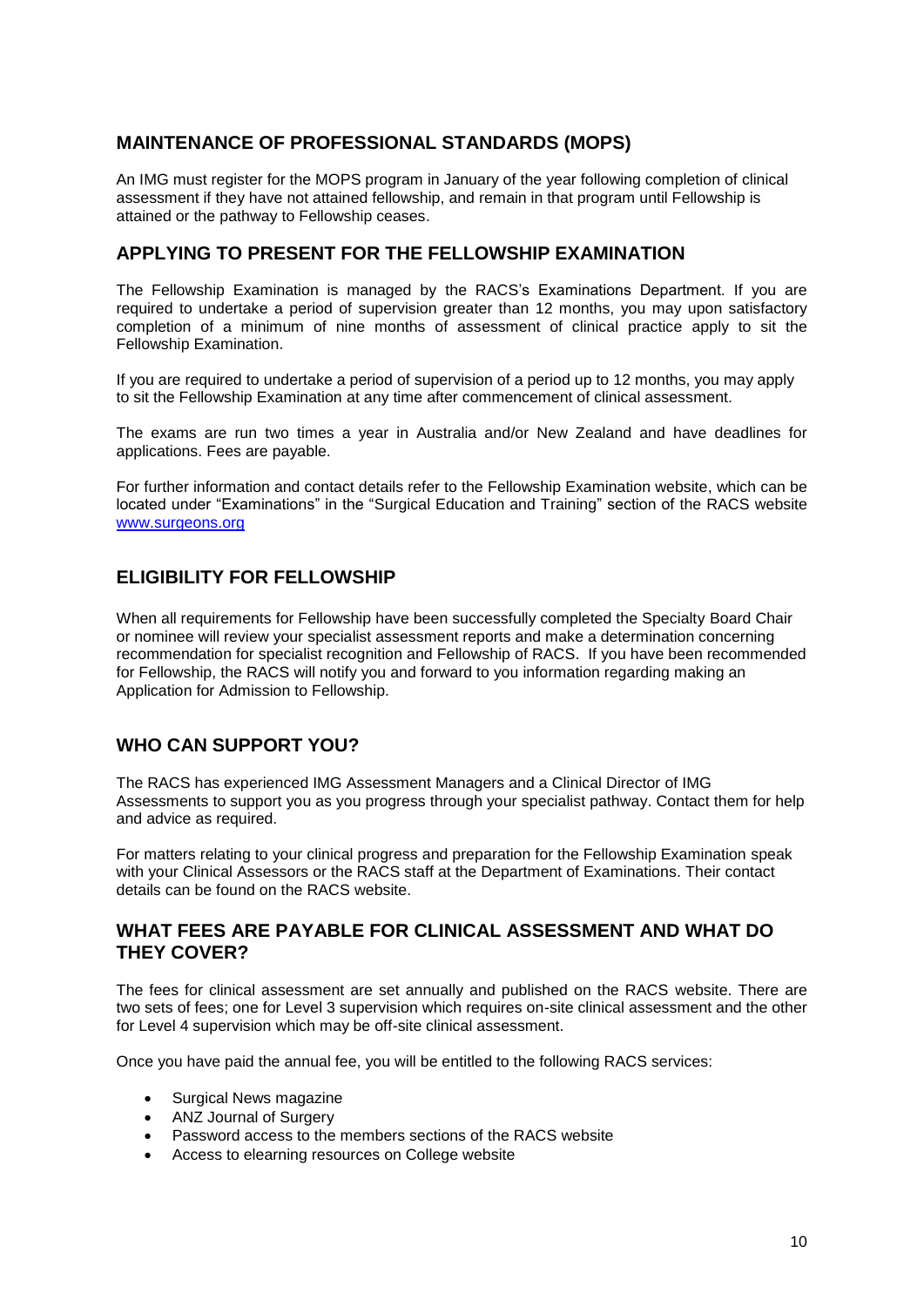## MAINTENANCE OF PROFESSIONAL STANDARDS (MOPS)

An IMG must register for the MOPS program in January of the year following completion of clinical assessment if they have not attained fellowship, and remain in that program until Fellowship is attained or the pathway to Fellowship ceases.

## APPLYING TO PRESENT FOR THE FELLOWSHIP EXAMINATION

The Fellowship Examination is managed by the RACS's Examinations Department. If you are required to undertake a period of supervision greater than 12 months, you may upon satisfactory completion of a minimum of nine months of assessment of clinical practice apply to sit the Fellowship Examination.

If you are required to undertake a period of supervision of a period up to 12 months, you may apply to sit the Fellowship Examination at any time after commencement of clinical assessment.

The exams are run two times a year in Australia and/or New Zealand and have deadlines for applications. Fees are payable.

For further information and contact details refer to the Fellowship Examination website, which can be located under "Examinations" in the "Surgical Education and Training" section of the RACS website [www.surgeons.org](http://www.surgeons.org)

## ELIGIBILITY FOR FELLOWSHIP

When all requirements for Fellowship have been successfully completed the Specialty Board Chair or nominee will review your specialist assessment reports and make a determination concerning recommendation for specialist recognition and Fellowship of RACS. If you have been recommended for Fellowship, the RACS will notify you and forward to you information regarding making an Application for Admission to Fellowship.

## WHO CAN SUPPORT YOU?

The RACS has experienced IMG Assessment Managers and a Clinical Director of IMG Assessments to support you as you progress through your specialist pathway. Contact them for help and advice as required.

For matters relating to your clinical progress and preparation for the Fellowship Examination speak with your Clinical Assessors or the RACS staff at the Department of Examinations. Their contact details can be found on the RACS website.

## WHAT FEES ARE PAYABLE FOR CLINICAL ASSESSMENT AND WHAT DO THEY COVER?

The fees for clinical assessment are set annually and published on the RACS website. There are two sets of fees; one for Level 3 supervision which requires on-site clinical assessment and the other for Level 4 supervision which may be off-site clinical assessment.

Once you have paid the annual fee, you will be entitled to the following RACS services:

- Surgical News magazine
- ANZ Journal of Surgery
- Password access to the members sections of the RACS website
- Access to elearning resources on College website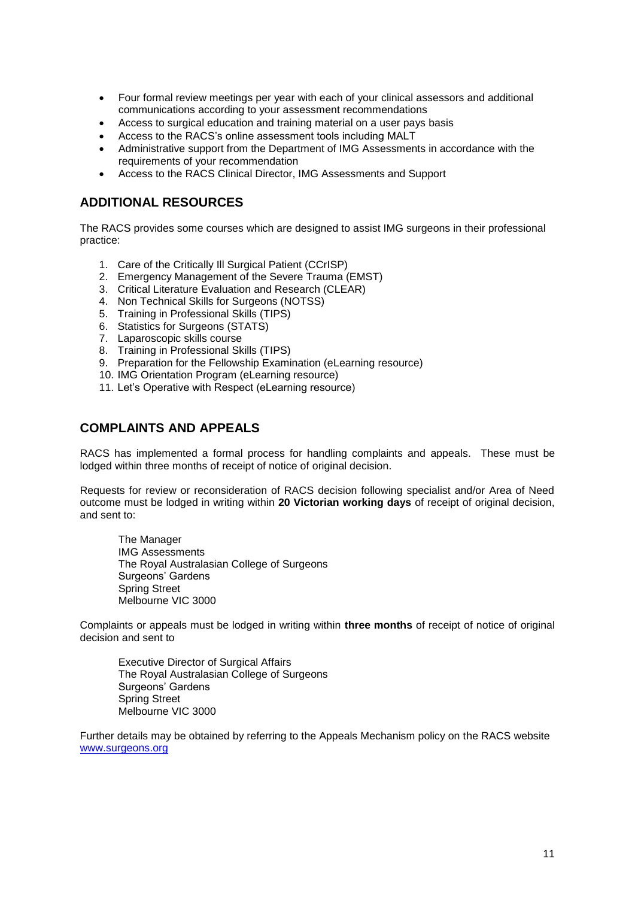- Four formal review meetings per year with each of your clinical assessors and additional communications according to your assessment recommendations
- Access to surgical education and training material on a user pays basis
- Access to the RACS's online assessment tools including MALT
- Administrative support from the Department of IMG Assessments in accordance with the requirements of your recommendation
- Access to the RACS Clinical Director, IMG Assessments and Support

## ADDITIONAL RESOURCES

The RACS provides some courses which are designed to assist IMG surgeons in their professional practice:

1. Care of the Critically Ill Surgical Patient (CCrISP)
2. Emergency Management of the Severe Trauma (EMST)
3. Critical Literature Evaluation and Research (CLEAR)
4. Non Technical Skills for Surgeons (NOTSS)
5. Training in Professional Skills (TIPS)
6. Statistics for Surgeons (STATS)
7. Laparoscopic skills course
8. Training in Professional Skills (TIPS)
9. Preparation for the Fellowship Examination (eLearning resource)
10. IMG Orientation Program (eLearning resource)
11. Let's Operative with Respect (eLearning resource)

## COMPLAINTS AND APPEALS

RACS has implemented a formal process for handling complaints and appeals. These must be lodged within three months of receipt of notice of original decision.

Requests for review or reconsideration of RACS decision following specialist and/or Area of Need outcome must be lodged in writing within **20 Victorian working days** of receipt of original decision, and sent to:

The Manager
IMG Assessments
The Royal Australasian College of Surgeons
Surgeons' Gardens
Spring Street
Melbourne VIC 3000

Complaints or appeals must be lodged in writing within **three months** of receipt of notice of original decision and sent to

Executive Director of Surgical Affairs
The Royal Australasian College of Surgeons
Surgeons' Gardens
Spring Street
Melbourne VIC 3000

Further details may be obtained by referring to the Appeals Mechanism policy on the RACS website [www.surgeons.org](www.surgeons.org)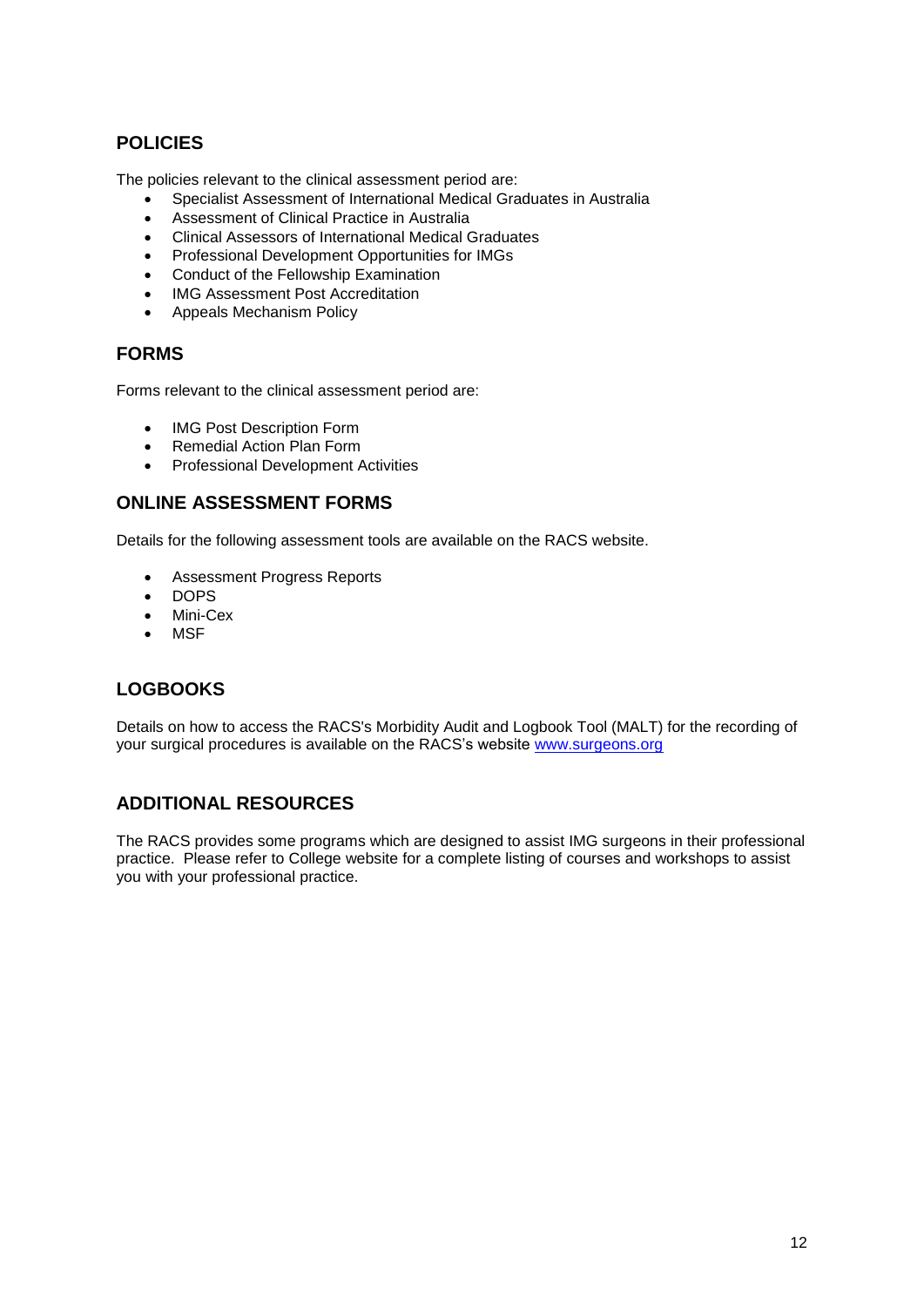## POLICIES

The policies relevant to the clinical assessment period are:

- Specialist Assessment of International Medical Graduates in Australia
- Assessment of Clinical Practice in Australia
- Clinical Assessors of International Medical Graduates
- Professional Development Opportunities for IMGs
- Conduct of the Fellowship Examination
- IMG Assessment Post Accreditation
- Appeals Mechanism Policy

## FORMS

Forms relevant to the clinical assessment period are:

- IMG Post Description Form
- Remedial Action Plan Form
- Professional Development Activities

## ONLINE ASSESSMENT FORMS

Details for the following assessment tools are available on the RACS website.

- Assessment Progress Reports
- DOPS
- Mini-Cex
- MSF

## LOGBOOKS

Details on how to access the RACS's Morbidity Audit and Logbook Tool (MALT) for the recording of your surgical procedures is available on the RACS's website [www.surgeons.org](http://www.surgeons.org)

## ADDITIONAL RESOURCES

The RACS provides some programs which are designed to assist IMG surgeons in their professional practice. Please refer to College website for a complete listing of courses and workshops to assist you with your professional practice.